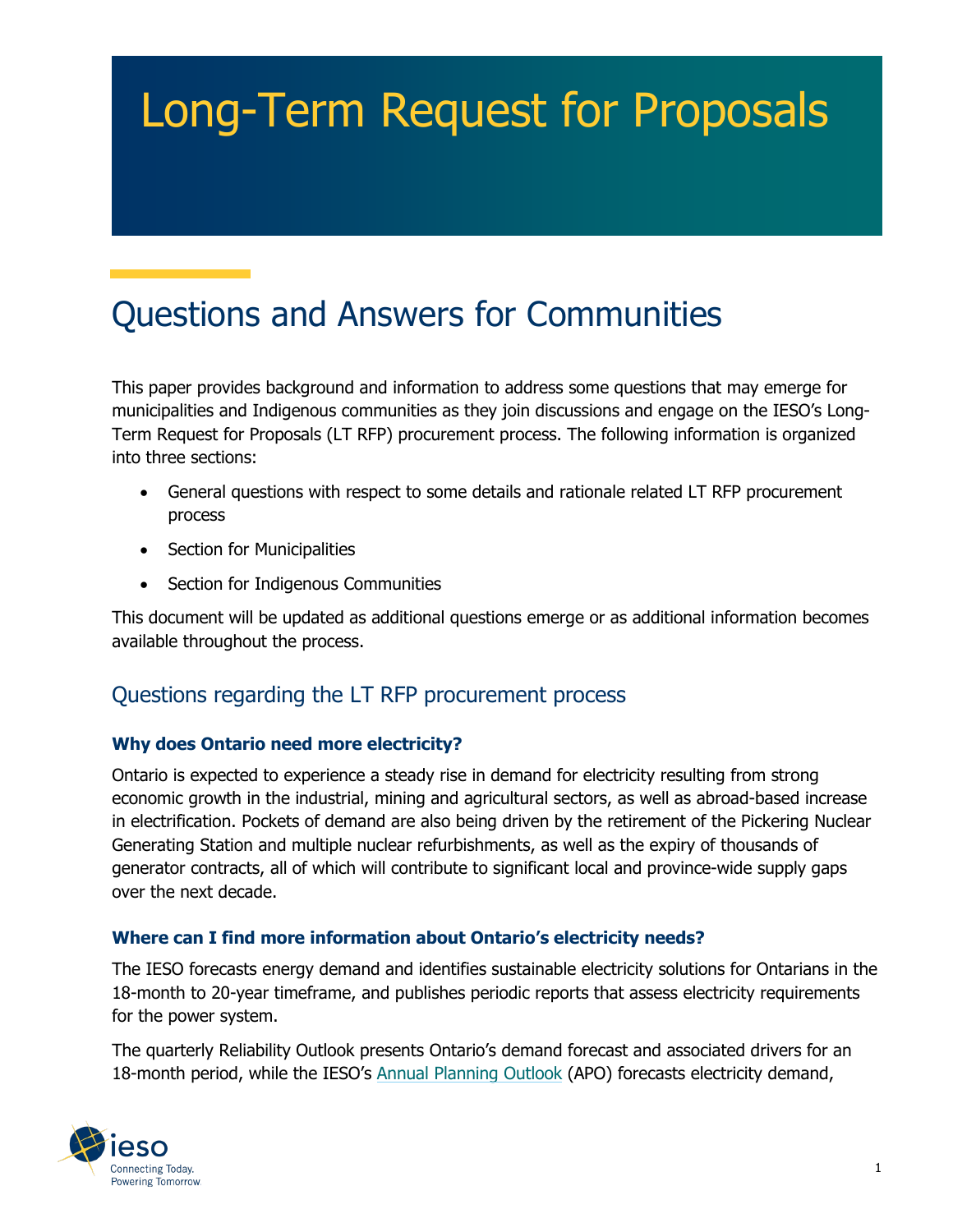# Long-Term Request for Proposals

## Questions and Answers for Communities

This paper provides background and information to address some questions that may emerge for municipalities and Indigenous communities as they join discussions and engage on the IESO's Long-Term Request for Proposals (LT RFP) procurement process. The following information is organized into three sections:

- General questions with respect to some details and rationale related LT RFP procurement process
- Section for Municipalities
- Section for Indigenous Communities

This document will be updated as additional questions emerge or as additional information becomes available throughout the process.

### Questions regarding the LT RFP procurement process

#### Why does Ontario need more electricity?

Ontario is expected to experience a steady rise in demand for electricity resulting from strong economic growth in the industrial, mining and agricultural sectors, as well as abroad-based increase in electrification. Pockets of demand are also being driven by the retirement of the Pickering Nuclear Generating Station and multiple nuclear refurbishments, as well as the expiry of thousands of generator contracts, all of which will contribute to significant local and province-wide supply gaps over the next decade.

#### Where can I find more information about Ontario's electricity needs?

The IESO forecasts energy demand and identifies sustainable electricity solutions for Ontarians in the 18-month to 20-year timeframe, and publishes periodic reports that assess electricity requirements for the power system.

The quarterly Reliability Outlook presents Ontario's demand forecast and associated drivers for an 18-month period, while the IESO's Annual Planning Outlook (APO) forecasts electricity demand,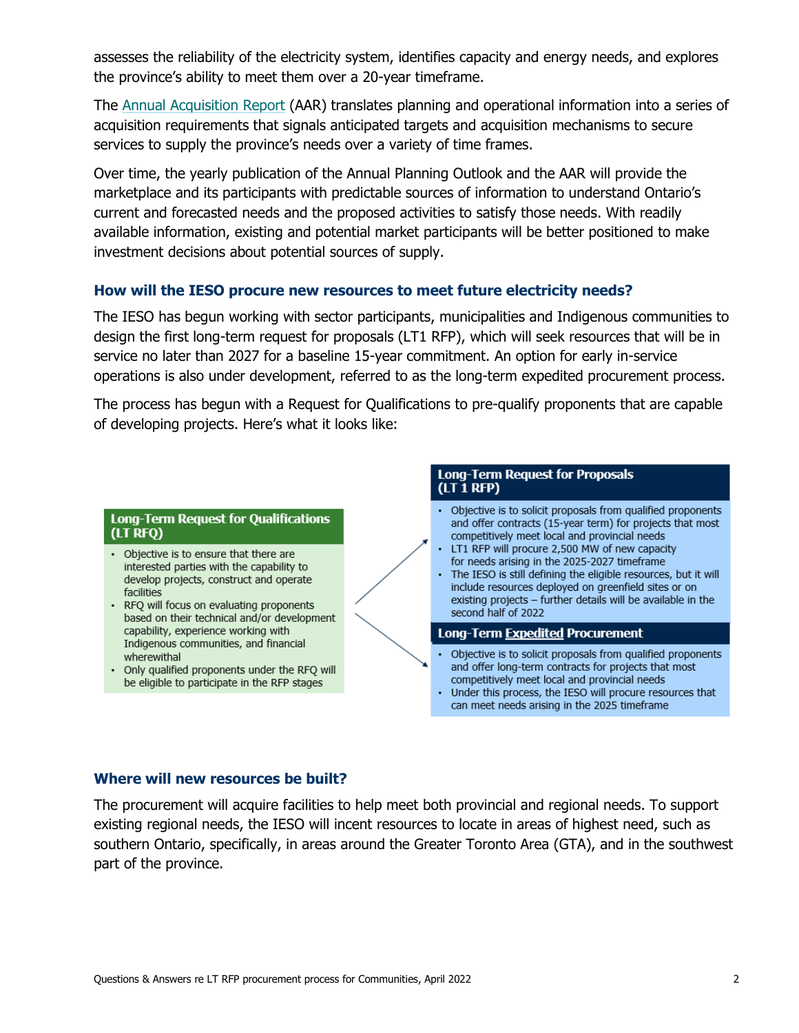assesses the reliability of the electricity system, identifies capacity and energy needs, and explores the province's ability to meet them over a 20-year timeframe.

The Annual Acquisition Report (AAR) translates planning and operational information into a series of acquisition requirements that signals anticipated targets and acquisition mechanisms to secure services to supply the province's needs over a variety of time frames.

Over time, the yearly publication of the Annual Planning Outlook and the AAR will provide the marketplace and its participants with predictable sources of information to understand Ontario's current and forecasted needs and the proposed activities to satisfy those needs. With readily available information, existing and potential market participants will be better positioned to make investment decisions about potential sources of supply.

### How will the IESO procure new resources to meet future electricity needs?

The IESO has begun working with sector participants, municipalities and Indigenous communities to design the first long-term request for proposals (LT1 RFP), which will seek resources that will be in service no later than 2027 for a baseline 15-year commitment. An option for early in-service operations is also under development, referred to as the long-term expedited procurement process.

The process has begun with a Request for Qualifications to pre-qualify proponents that are capable of developing projects. Here's what it looks like:

**Long-Term Request for Qualifications (LT RFQ)**

- Objective is to ensure that there are interested parties with the capability to develop projects, construct and operate facilities
- RFQ will focus on evaluating proponents based on their technical and/or development capability, experience working with Indigenous communities, and financial wherewithal
- Only qualified proponents under the RFQ will be eligible to participate in the RFP stages

**Long-Term Request for Proposals (LT 1 RFP)**

- Objective is to solicit proposals from qualified proponents and offer contracts (15-year term) for projects that most competitively meet local and provincial needs
- LT1 RFP will procure 2,500 MW of new capacity for needs arising in the 2025-2027 timeframe
- The IESO is still defining the eligible resources, but it will include resources deployed on greenfield sites or on existing projects – further details will be available in the second half of 2022

**Long-Term Expedited Procurement**

- Objective is to solicit proposals from qualified proponents and offer long-term contracts for projects that most competitively meet local and provincial needs
- Under this process, the IESO will procure resources that can meet needs arising in the 2025 timeframe

### Where will new resources be built?

The procurement will acquire facilities to help meet both provincial and regional needs. To support existing regional needs, the IESO will incent resources to locate in areas of highest need, such as southern Ontario, specifically, in areas around the Greater Toronto Area (GTA), and in the southwest part of the province.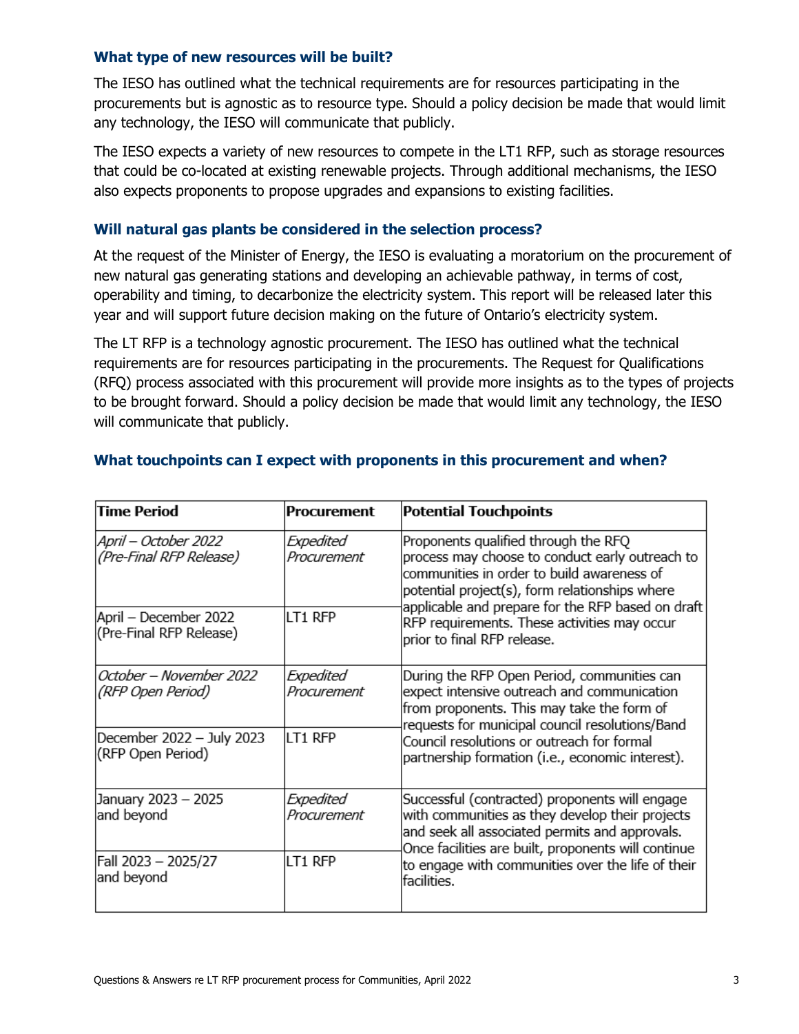### What type of new resources will be built?

The IESO has outlined what the technical requirements are for resources participating in the procurements but is agnostic as to resource type. Should a policy decision be made that would limit any technology, the IESO will communicate that publicly.

The IESO expects a variety of new resources to compete in the LT1 RFP, such as storage resources that could be co-located at existing renewable projects. Through additional mechanisms, the IESO also expects proponents to propose upgrades and expansions to existing facilities.

### Will natural gas plants be considered in the selection process?

At the request of the Minister of Energy, the IESO is evaluating a moratorium on the procurement of new natural gas generating stations and developing an achievable pathway, in terms of cost, operability and timing, to decarbonize the electricity system. This report will be released later this year and will support future decision making on the future of Ontario's electricity system.

The LT RFP is a technology agnostic procurement. The IESO has outlined what the technical requirements are for resources participating in the procurements. The Request for Qualifications (RFQ) process associated with this procurement will provide more insights as to the types of projects to be brought forward. Should a policy decision be made that would limit any technology, the IESO will communicate that publicly.

### What touchpoints can I expect with proponents in this procurement and when?

| Time Period | Procurement | Potential Touchpoints |
|---|---|---|
| *April – October 2022 (Pre-Final RFP Release)* | *Expedited Procurement* | Proponents qualified through the RFQ process may choose to conduct early outreach to communities in order to build awareness of potential project(s), form relationships where applicable and prepare for the RFP based on draft RFP requirements. These activities may occur prior to final RFP release. |
| April – December 2022 (Pre-Final RFP Release) | LT1 RFP | |
| *October – November 2022 (RFP Open Period)* | *Expedited Procurement* | During the RFP Open Period, communities can expect intensive outreach and communication from proponents. This may take the form of requests for municipal council resolutions/Band Council resolutions or outreach for formal partnership formation (i.e., economic interest). |
| December 2022 – July 2023 (RFP Open Period) | LT1 RFP | |
| January 2023 – 2025 and beyond | *Expedited Procurement* | Successful (contracted) proponents will engage with communities as they develop their projects and seek all associated permits and approvals. Once facilities are built, proponents will continue to engage with communities over the life of their facilities. |
| Fall 2023 – 2025/27 and beyond | LT1 RFP | |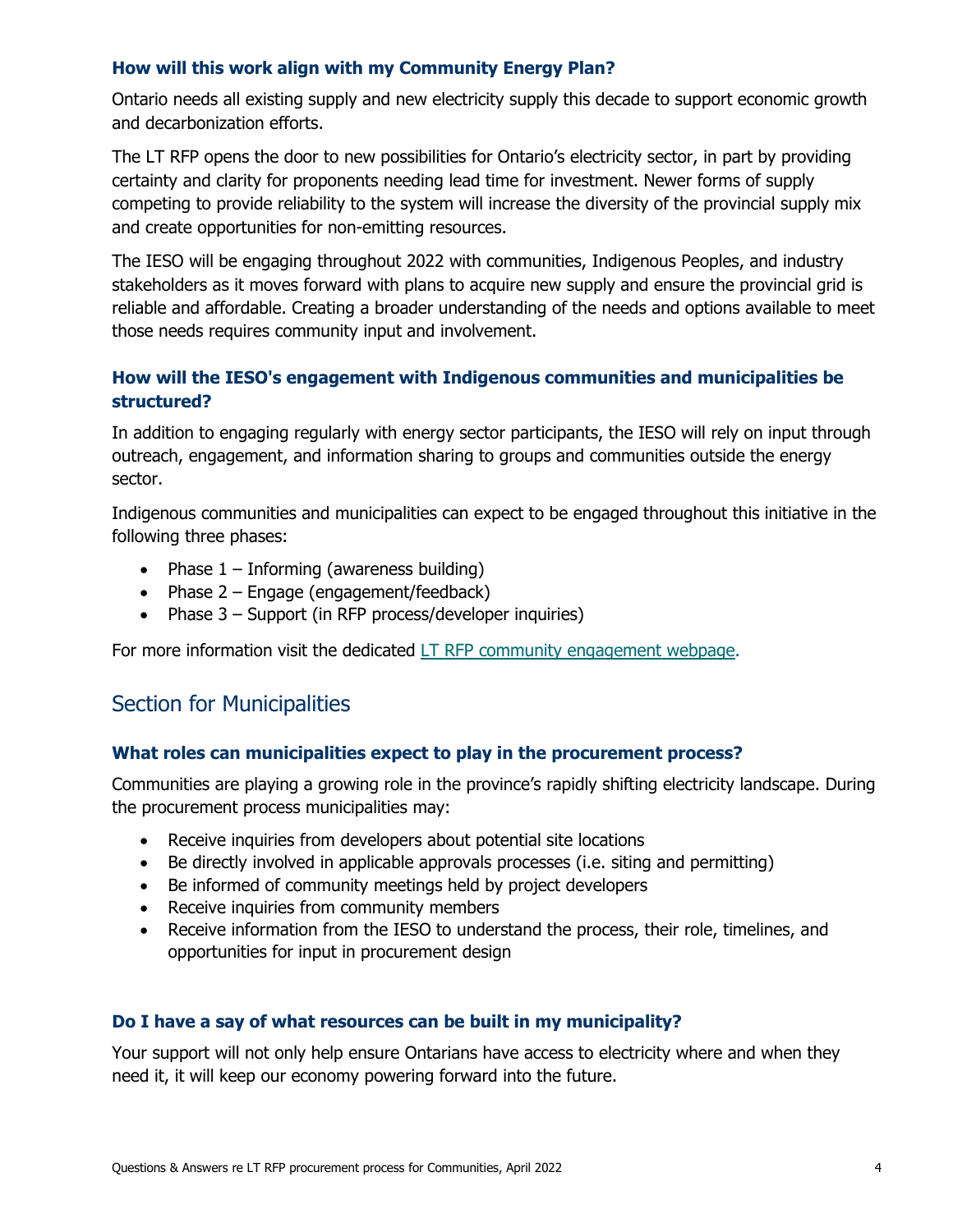### How will this work align with my Community Energy Plan?

Ontario needs all existing supply and new electricity supply this decade to support economic growth and decarbonization efforts.

The LT RFP opens the door to new possibilities for Ontario's electricity sector, in part by providing certainty and clarity for proponents needing lead time for investment. Newer forms of supply competing to provide reliability to the system will increase the diversity of the provincial supply mix and create opportunities for non-emitting resources.

The IESO will be engaging throughout 2022 with communities, Indigenous Peoples, and industry stakeholders as it moves forward with plans to acquire new supply and ensure the provincial grid is reliable and affordable. Creating a broader understanding of the needs and options available to meet those needs requires community input and involvement.

### How will the IESO's engagement with Indigenous communities and municipalities be structured?

In addition to engaging regularly with energy sector participants, the IESO will rely on input through outreach, engagement, and information sharing to groups and communities outside the energy sector.

Indigenous communities and municipalities can expect to be engaged throughout this initiative in the following three phases:

- Phase 1 – Informing (awareness building)
- Phase 2 – Engage (engagement/feedback)
- Phase 3 – Support (in RFP process/developer inquiries)

For more information visit the dedicated [LT RFP community engagement webpage](LT RFP community engagement webpage).

## Section for Municipalities

### What roles can municipalities expect to play in the procurement process?

Communities are playing a growing role in the province's rapidly shifting electricity landscape. During the procurement process municipalities may:

- Receive inquiries from developers about potential site locations
- Be directly involved in applicable approvals processes (i.e. siting and permitting)
- Be informed of community meetings held by project developers
- Receive inquiries from community members
- Receive information from the IESO to understand the process, their role, timelines, and opportunities for input in procurement design

### Do I have a say of what resources can be built in my municipality?

Your support will not only help ensure Ontarians have access to electricity where and when they need it, it will keep our economy powering forward into the future.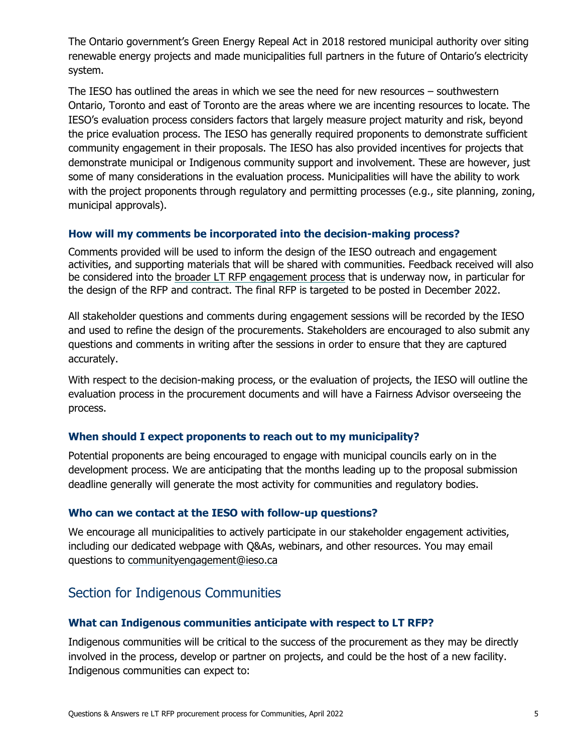The Ontario government's Green Energy Repeal Act in 2018 restored municipal authority over siting renewable energy projects and made municipalities full partners in the future of Ontario's electricity system.

The IESO has outlined the areas in which we see the need for new resources – southwestern Ontario, Toronto and east of Toronto are the areas where we are incenting resources to locate. The IESO's evaluation process considers factors that largely measure project maturity and risk, beyond the price evaluation process. The IESO has generally required proponents to demonstrate sufficient community engagement in their proposals. The IESO has also provided incentives for projects that demonstrate municipal or Indigenous community support and involvement. These are however, just some of many considerations in the evaluation process. Municipalities will have the ability to work with the project proponents through regulatory and permitting processes (e.g., site planning, zoning, municipal approvals).

### How will my comments be incorporated into the decision-making process?

Comments provided will be used to inform the design of the IESO outreach and engagement activities, and supporting materials that will be shared with communities. Feedback received will also be considered into the broader LT RFP engagement process that is underway now, in particular for the design of the RFP and contract. The final RFP is targeted to be posted in December 2022.

All stakeholder questions and comments during engagement sessions will be recorded by the IESO and used to refine the design of the procurements. Stakeholders are encouraged to also submit any questions and comments in writing after the sessions in order to ensure that they are captured accurately.

With respect to the decision-making process, or the evaluation of projects, the IESO will outline the evaluation process in the procurement documents and will have a Fairness Advisor overseeing the process.

### When should I expect proponents to reach out to my municipality?

Potential proponents are being encouraged to engage with municipal councils early on in the development process. We are anticipating that the months leading up to the proposal submission deadline generally will generate the most activity for communities and regulatory bodies.

### Who can we contact at the IESO with follow-up questions?

We encourage all municipalities to actively participate in our stakeholder engagement activities, including our dedicated webpage with Q&As, webinars, and other resources. You may email questions to communityengagement@ieso.ca

## Section for Indigenous Communities

### What can Indigenous communities anticipate with respect to LT RFP?

Indigenous communities will be critical to the success of the procurement as they may be directly involved in the process, develop or partner on projects, and could be the host of a new facility. Indigenous communities can expect to: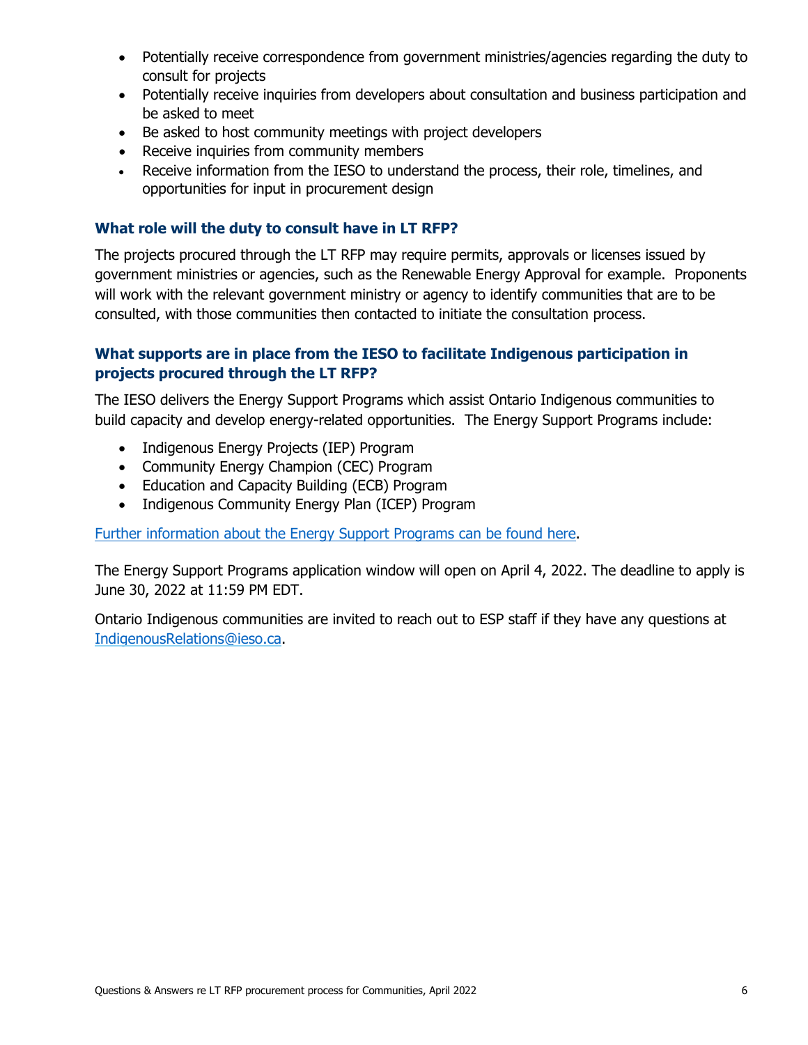- Potentially receive correspondence from government ministries/agencies regarding the duty to consult for projects
- Potentially receive inquiries from developers about consultation and business participation and be asked to meet
- Be asked to host community meetings with project developers
- Receive inquiries from community members
- Receive information from the IESO to understand the process, their role, timelines, and opportunities for input in procurement design

### What role will the duty to consult have in LT RFP?

The projects procured through the LT RFP may require permits, approvals or licenses issued by government ministries or agencies, such as the Renewable Energy Approval for example. Proponents will work with the relevant government ministry or agency to identify communities that are to be consulted, with those communities then contacted to initiate the consultation process.

### What supports are in place from the IESO to facilitate Indigenous participation in projects procured through the LT RFP?

The IESO delivers the Energy Support Programs which assist Ontario Indigenous communities to build capacity and develop energy-related opportunities. The Energy Support Programs include:

- Indigenous Energy Projects (IEP) Program
- Community Energy Champion (CEC) Program
- Education and Capacity Building (ECB) Program
- Indigenous Community Energy Plan (ICEP) Program

Further information about the Energy Support Programs can be found here.

The Energy Support Programs application window will open on April 4, 2022. The deadline to apply is June 30, 2022 at 11:59 PM EDT.

Ontario Indigenous communities are invited to reach out to ESP staff if they have any questions at IndigenousRelations@ieso.ca.